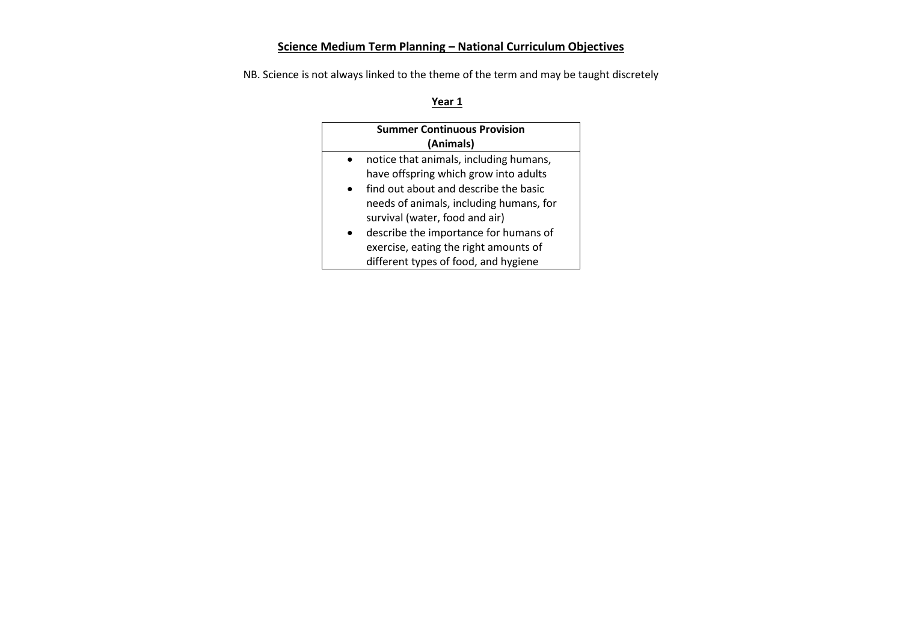# Science Medium Term Planning – National Curriculum Objectives

NB. Science is not always linked to the theme of the term and may be taught discretely

## Year 1

| Summer Continuous Provision (Animals) |
| --- |
| • notice that animals, including humans, have offspring which grow into adults<br>• find out about and describe the basic needs of animals, including humans, for survival (water, food and air)<br>• describe the importance for humans of exercise, eating the right amounts of different types of food, and hygiene |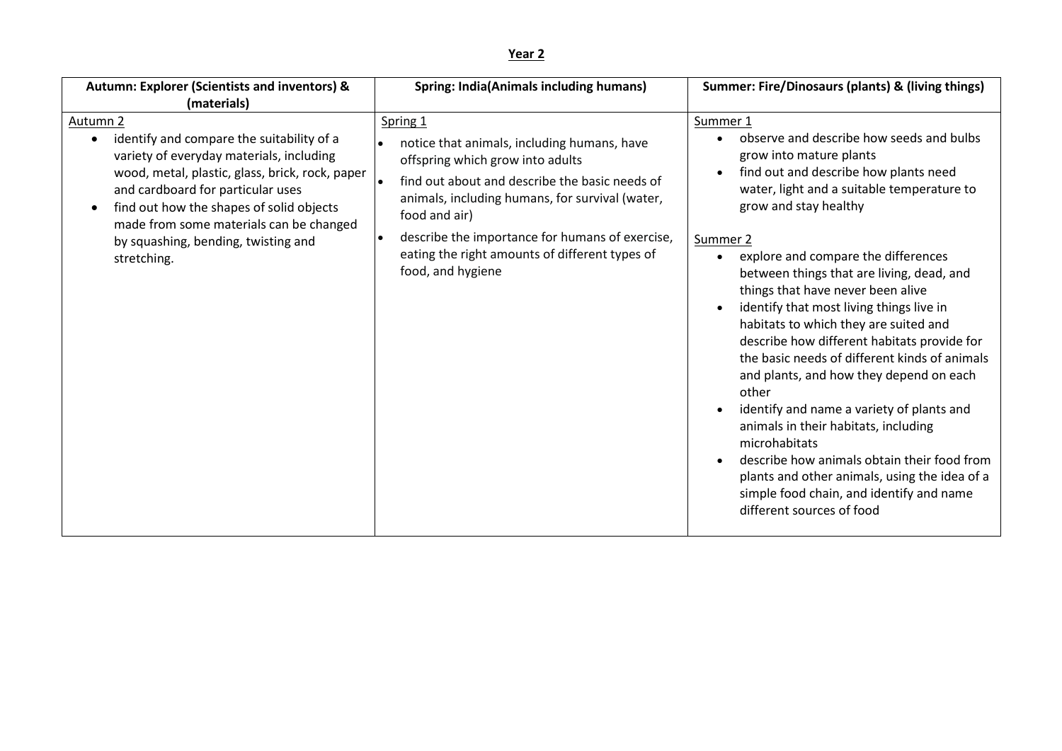**Year 2**

| Autumn: Explorer (Scientists and inventors) & (materials) | Spring: India(Animals including humans) | Summer: Fire/Dinosaurs (plants) & (living things) |
| --- | --- | --- |
| <u>Autumn 2</u><br>• identify and compare the suitability of a variety of everyday materials, including wood, metal, plastic, glass, brick, rock, paper and cardboard for particular uses<br>• find out how the shapes of solid objects made from some materials can be changed by squashing, bending, twisting and stretching. | <u>Spring 1</u><br>• notice that animals, including humans, have offspring which grow into adults<br>• find out about and describe the basic needs of animals, including humans, for survival (water, food and air)<br>• describe the importance for humans of exercise, eating the right amounts of different types of food, and hygiene | <u>Summer 1</u><br>• observe and describe how seeds and bulbs grow into mature plants<br>• find out and describe how plants need water, light and a suitable temperature to grow and stay healthy<br><br><u>Summer 2</u><br>• explore and compare the differences between things that are living, dead, and things that have never been alive<br>• identify that most living things live in habitats to which they are suited and describe how different habitats provide for the basic needs of different kinds of animals and plants, and how they depend on each other<br>• identify and name a variety of plants and animals in their habitats, including microhabitats<br>• describe how animals obtain their food from plants and other animals, using the idea of a simple food chain, and identify and name different sources of food |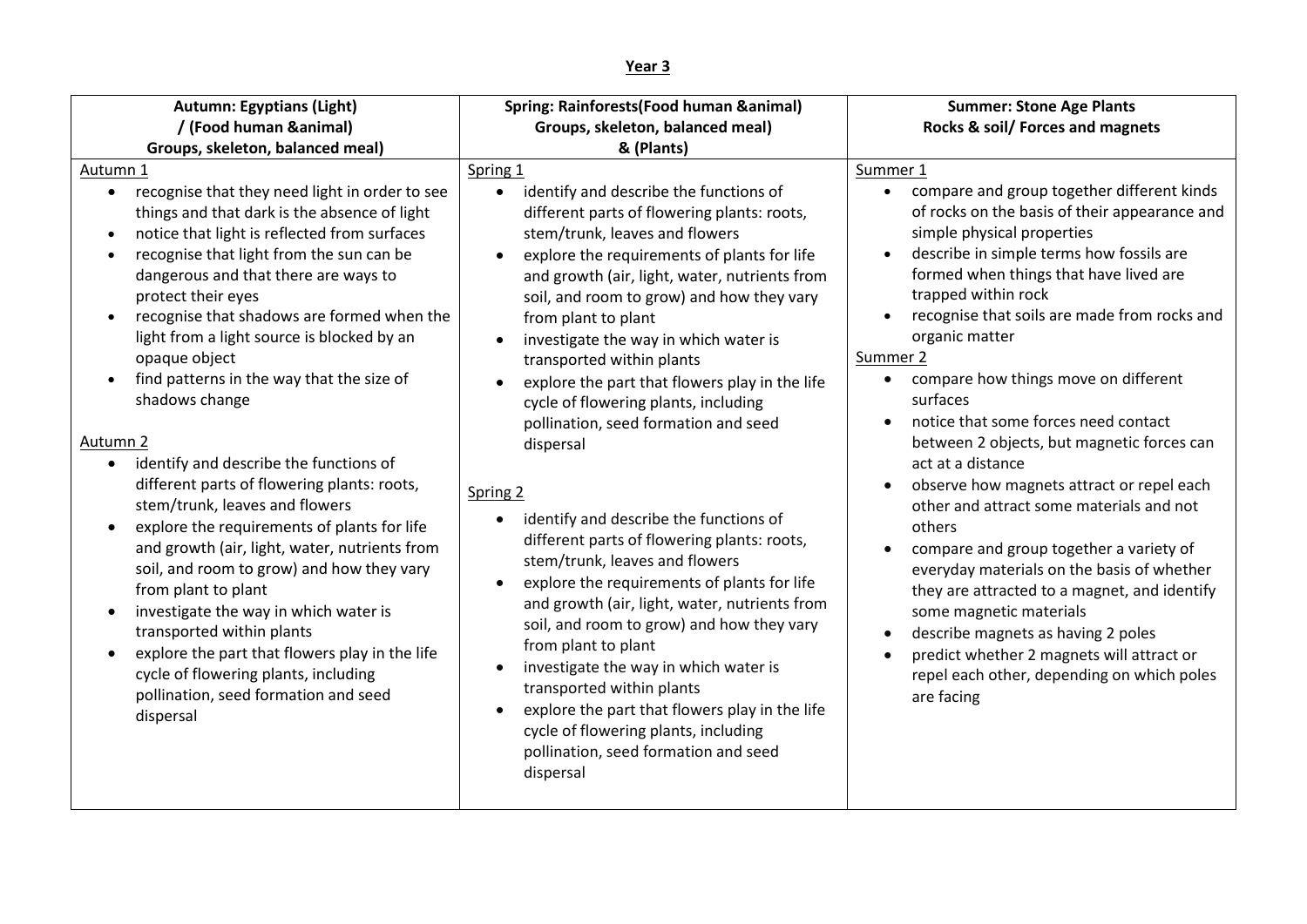# Year 3

| Autumn: Egyptians (Light) / (Food human &animal) Groups, skeleton, balanced meal) | Spring: Rainforests(Food human &animal) Groups, skeleton, balanced meal) & (Plants) | Summer: Stone Age Plants Rocks & soil/ Forces and magnets |
|---|---|---|
| <u>Autumn 1</u><br>• recognise that they need light in order to see things and that dark is the absence of light<br>• notice that light is reflected from surfaces<br>• recognise that light from the sun can be dangerous and that there are ways to protect their eyes<br>• recognise that shadows are formed when the light from a light source is blocked by an opaque object<br>• find patterns in the way that the size of shadows change<br><br><u>Autumn 2</u><br>• identify and describe the functions of different parts of flowering plants: roots, stem/trunk, leaves and flowers<br>• explore the requirements of plants for life and growth (air, light, water, nutrients from soil, and room to grow) and how they vary from plant to plant<br>• investigate the way in which water is transported within plants<br>• explore the part that flowers play in the life cycle of flowering plants, including pollination, seed formation and seed dispersal | <u>Spring 1</u><br>• identify and describe the functions of different parts of flowering plants: roots, stem/trunk, leaves and flowers<br>• explore the requirements of plants for life and growth (air, light, water, nutrients from soil, and room to grow) and how they vary from plant to plant<br>• investigate the way in which water is transported within plants<br>• explore the part that flowers play in the life cycle of flowering plants, including pollination, seed formation and seed dispersal<br><br><u>Spring 2</u><br>• identify and describe the functions of different parts of flowering plants: roots, stem/trunk, leaves and flowers<br>• explore the requirements of plants for life and growth (air, light, water, nutrients from soil, and room to grow) and how they vary from plant to plant<br>• investigate the way in which water is transported within plants<br>• explore the part that flowers play in the life cycle of flowering plants, including pollination, seed formation and seed dispersal | <u>Summer 1</u><br>• compare and group together different kinds of rocks on the basis of their appearance and simple physical properties<br>• describe in simple terms how fossils are formed when things that have lived are trapped within rock<br>• recognise that soils are made from rocks and organic matter<br><u>Summer 2</u><br>• compare how things move on different surfaces<br>• notice that some forces need contact between 2 objects, but magnetic forces can act at a distance<br>• observe how magnets attract or repel each other and attract some materials and not others<br>• compare and group together a variety of everyday materials on the basis of whether they are attracted to a magnet, and identify some magnetic materials<br>• describe magnets as having 2 poles<br>• predict whether 2 magnets will attract or repel each other, depending on which poles are facing |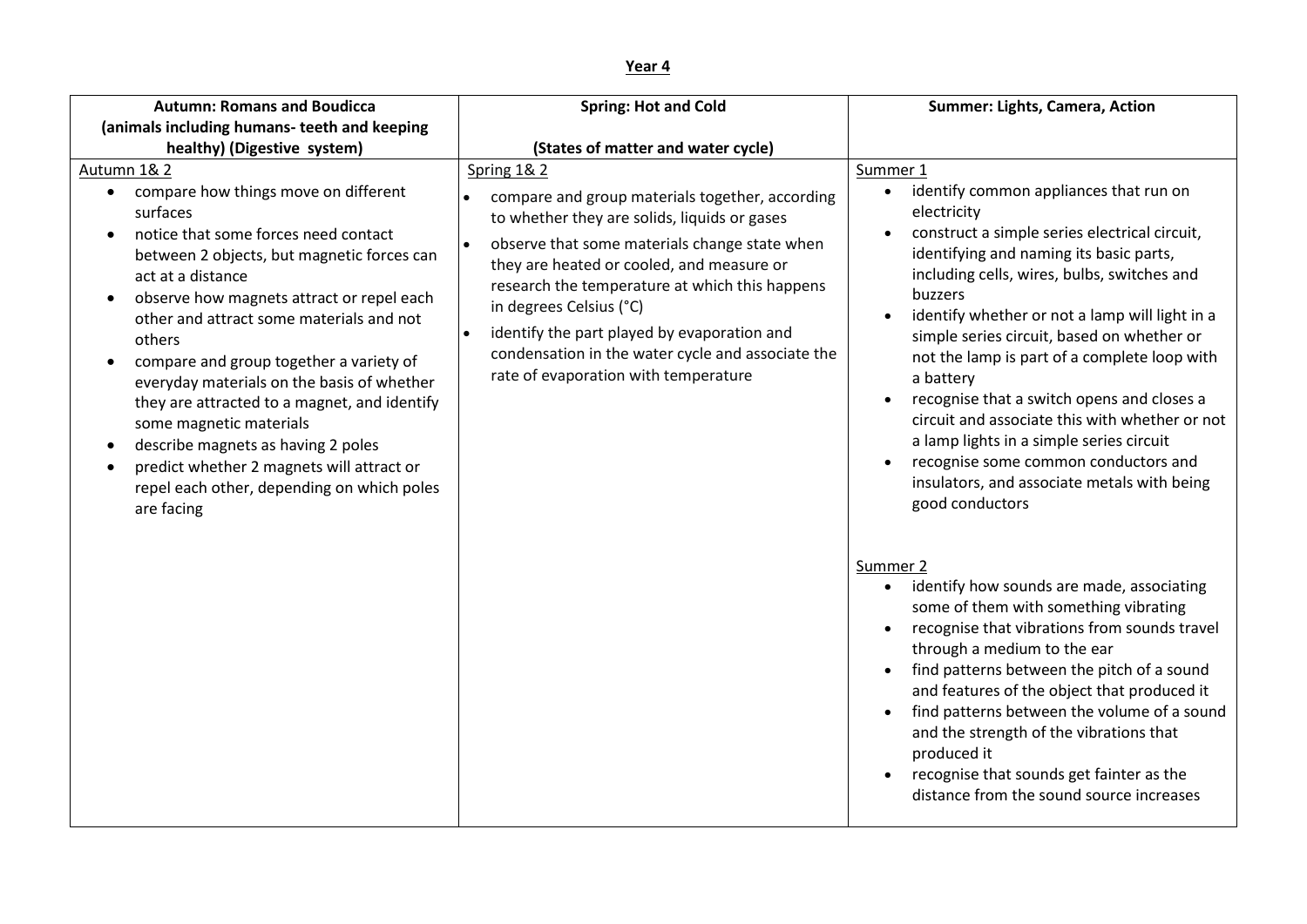## Year 4

| Autumn: Romans and Boudicca (animals including humans- teeth and keeping healthy) (Digestive system) | Spring: Hot and Cold<br><br>(States of matter and water cycle) | Summer: Lights, Camera, Action |
|---|---|---|
| Autumn 1& 2<br>• compare how things move on different surfaces<br>• notice that some forces need contact between 2 objects, but magnetic forces can act at a distance<br>• observe how magnets attract or repel each other and attract some materials and not others<br>• compare and group together a variety of everyday materials on the basis of whether they are attracted to a magnet, and identify some magnetic materials<br>• describe magnets as having 2 poles<br>• predict whether 2 magnets will attract or repel each other, depending on which poles are facing | Spring 1& 2<br>• compare and group materials together, according to whether they are solids, liquids or gases<br>• observe that some materials change state when they are heated or cooled, and measure or research the temperature at which this happens in degrees Celsius (°C)<br>• identify the part played by evaporation and condensation in the water cycle and associate the rate of evaporation with temperature | Summer 1<br>• identify common appliances that run on electricity<br>• construct a simple series electrical circuit, identifying and naming its basic parts, including cells, wires, bulbs, switches and buzzers<br>• identify whether or not a lamp will light in a simple series circuit, based on whether or not the lamp is part of a complete loop with a battery<br>• recognise that a switch opens and closes a circuit and associate this with whether or not a lamp lights in a simple series circuit<br>• recognise some common conductors and insulators, and associate metals with being good conductors<br><br>Summer 2<br>• identify how sounds are made, associating some of them with something vibrating<br>• recognise that vibrations from sounds travel through a medium to the ear<br>• find patterns between the pitch of a sound and features of the object that produced it<br>• find patterns between the volume of a sound and the strength of the vibrations that produced it<br>• recognise that sounds get fainter as the distance from the sound source increases |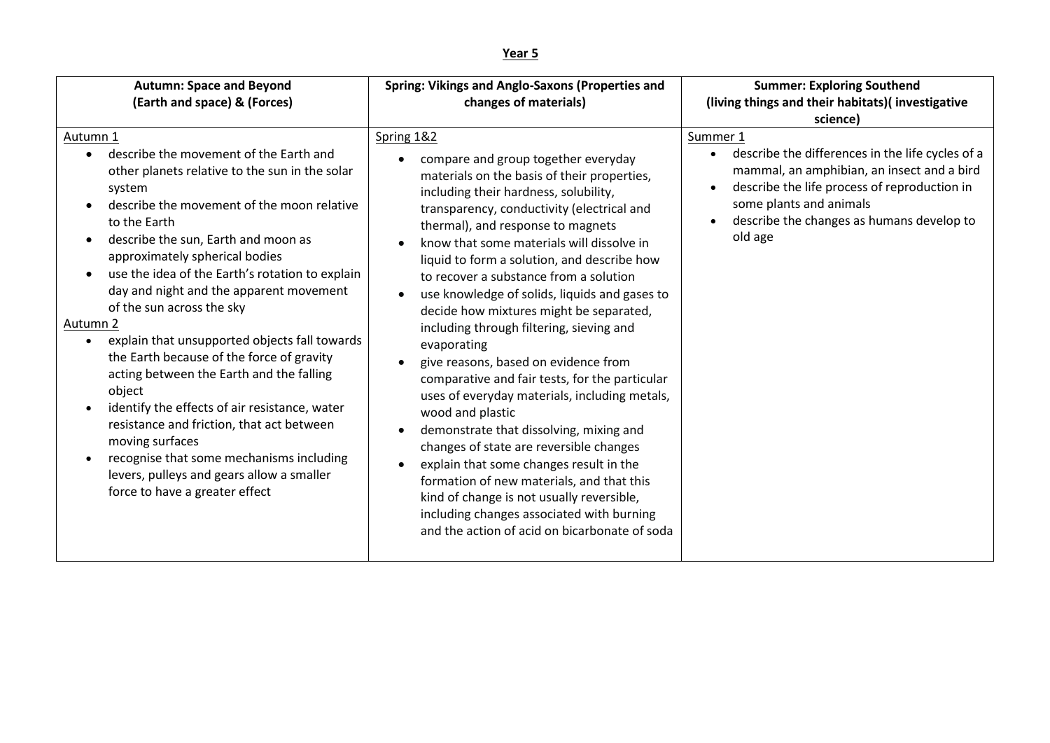## Year 5

| Autumn: Space and Beyond (Earth and space) & (Forces) | Spring: Vikings and Anglo-Saxons (Properties and changes of materials) | Summer: Exploring Southend (living things and their habitats)( investigative science) |
|---|---|---|
| Autumn 1<br>• describe the movement of the Earth and other planets relative to the sun in the solar system<br>• describe the movement of the moon relative to the Earth<br>• describe the sun, Earth and moon as approximately spherical bodies<br>• use the idea of the Earth's rotation to explain day and night and the apparent movement of the sun across the sky<br>Autumn 2<br>• explain that unsupported objects fall towards the Earth because of the force of gravity acting between the Earth and the falling object<br>• identify the effects of air resistance, water resistance and friction, that act between moving surfaces<br>• recognise that some mechanisms including levers, pulleys and gears allow a smaller force to have a greater effect | Spring 1&2<br>• compare and group together everyday materials on the basis of their properties, including their hardness, solubility, transparency, conductivity (electrical and thermal), and response to magnets<br>• know that some materials will dissolve in liquid to form a solution, and describe how to recover a substance from a solution<br>• use knowledge of solids, liquids and gases to decide how mixtures might be separated, including through filtering, sieving and evaporating<br>• give reasons, based on evidence from comparative and fair tests, for the particular uses of everyday materials, including metals, wood and plastic<br>• demonstrate that dissolving, mixing and changes of state are reversible changes<br>• explain that some changes result in the formation of new materials, and that this kind of change is not usually reversible, including changes associated with burning and the action of acid on bicarbonate of soda | Summer 1<br>• describe the differences in the life cycles of a mammal, an amphibian, an insect and a bird<br>• describe the life process of reproduction in some plants and animals<br>• describe the changes as humans develop to old age |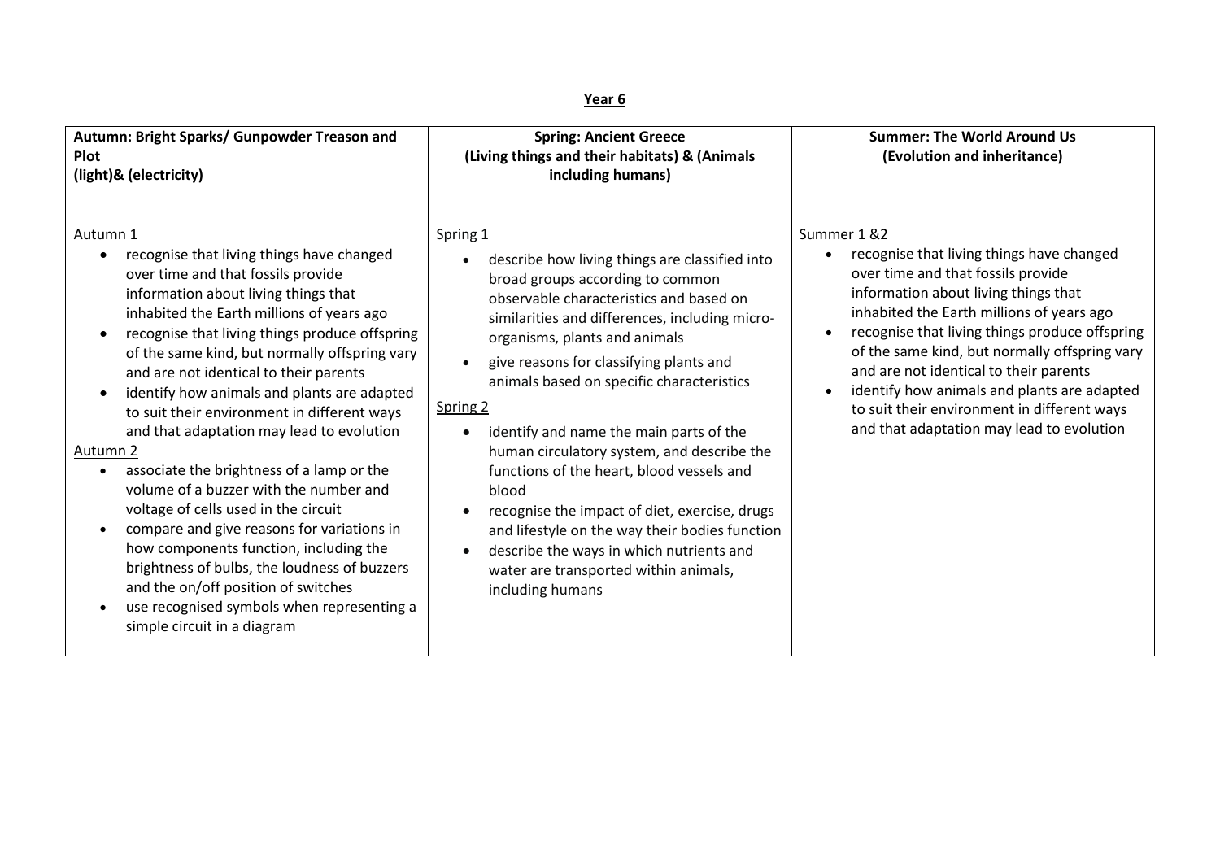**Year 6**

| Autumn: Bright Sparks/ Gunpowder Treason and Plot<br>(light)& (electricity) | Spring: Ancient Greece<br>(Living things and their habitats) & (Animals including humans) | Summer: The World Around Us<br>(Evolution and inheritance) |
|---|---|---|
| Autumn 1<br>• recognise that living things have changed over time and that fossils provide information about living things that inhabited the Earth millions of years ago<br>• recognise that living things produce offspring of the same kind, but normally offspring vary and are not identical to their parents<br>• identify how animals and plants are adapted to suit their environment in different ways and that adaptation may lead to evolution<br>Autumn 2<br>• associate the brightness of a lamp or the volume of a buzzer with the number and voltage of cells used in the circuit<br>• compare and give reasons for variations in how components function, including the brightness of bulbs, the loudness of buzzers and the on/off position of switches<br>• use recognised symbols when representing a simple circuit in a diagram | Spring 1<br>• describe how living things are classified into broad groups according to common observable characteristics and based on similarities and differences, including micro-organisms, plants and animals<br>• give reasons for classifying plants and animals based on specific characteristics<br>Spring 2<br>• identify and name the main parts of the human circulatory system, and describe the functions of the heart, blood vessels and blood<br>• recognise the impact of diet, exercise, drugs and lifestyle on the way their bodies function<br>• describe the ways in which nutrients and water are transported within animals, including humans | Summer 1 &2<br>• recognise that living things have changed over time and that fossils provide information about living things that inhabited the Earth millions of years ago<br>• recognise that living things produce offspring of the same kind, but normally offspring vary and are not identical to their parents<br>• identify how animals and plants are adapted to suit their environment in different ways and that adaptation may lead to evolution |